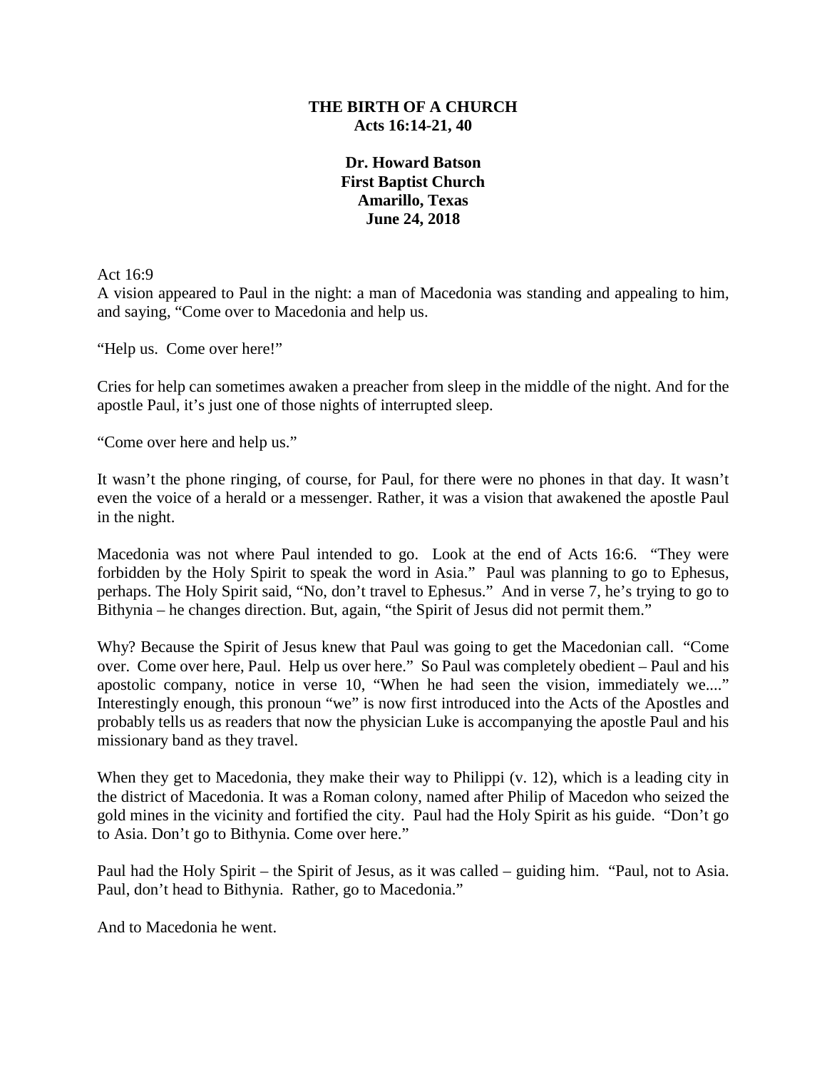**THE BIRTH OF A CHURCH**
**Acts 16:14-21, 40**

**Dr. Howard Batson**
**First Baptist Church**
**Amarillo, Texas**
**June 24, 2018**

Act 16:9
A vision appeared to Paul in the night: a man of Macedonia was standing and appealing to him, and saying, "Come over to Macedonia and help us.

"Help us. Come over here!"

Cries for help can sometimes awaken a preacher from sleep in the middle of the night. And for the apostle Paul, it's just one of those nights of interrupted sleep.

"Come over here and help us."

It wasn't the phone ringing, of course, for Paul, for there were no phones in that day. It wasn't even the voice of a herald or a messenger. Rather, it was a vision that awakened the apostle Paul in the night.

Macedonia was not where Paul intended to go. Look at the end of Acts 16:6. "They were forbidden by the Holy Spirit to speak the word in Asia." Paul was planning to go to Ephesus, perhaps. The Holy Spirit said, "No, don't travel to Ephesus." And in verse 7, he's trying to go to Bithynia – he changes direction. But, again, "the Spirit of Jesus did not permit them."

Why? Because the Spirit of Jesus knew that Paul was going to get the Macedonian call. "Come over. Come over here, Paul. Help us over here." So Paul was completely obedient – Paul and his apostolic company, notice in verse 10, "When he had seen the vision, immediately we...." Interestingly enough, this pronoun "we" is now first introduced into the Acts of the Apostles and probably tells us as readers that now the physician Luke is accompanying the apostle Paul and his missionary band as they travel.

When they get to Macedonia, they make their way to Philippi (v. 12), which is a leading city in the district of Macedonia. It was a Roman colony, named after Philip of Macedon who seized the gold mines in the vicinity and fortified the city. Paul had the Holy Spirit as his guide. "Don't go to Asia. Don't go to Bithynia. Come over here."

Paul had the Holy Spirit – the Spirit of Jesus, as it was called – guiding him. "Paul, not to Asia. Paul, don't head to Bithynia. Rather, go to Macedonia."

And to Macedonia he went.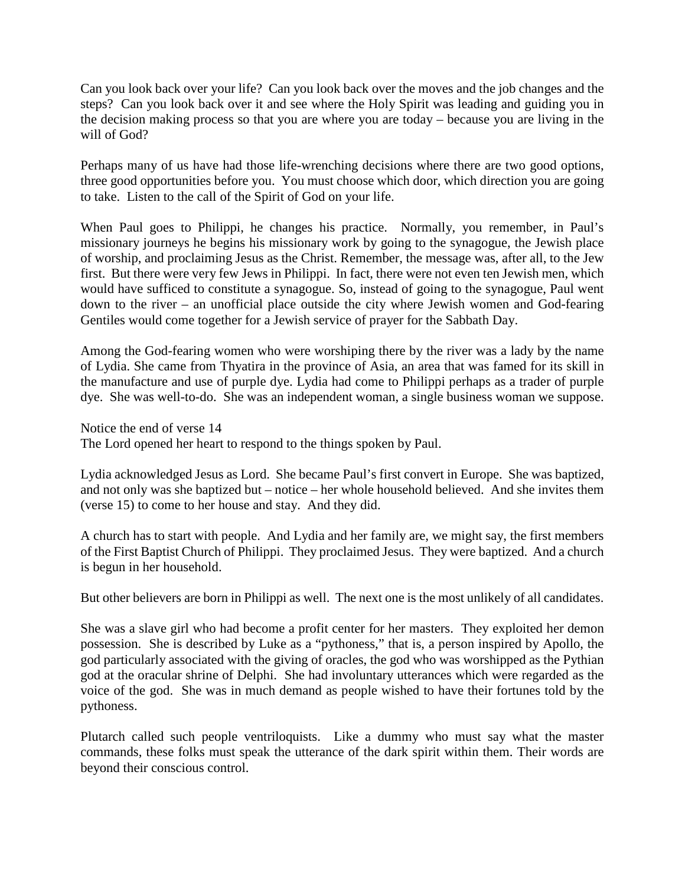Can you look back over your life? Can you look back over the moves and the job changes and the steps? Can you look back over it and see where the Holy Spirit was leading and guiding you in the decision making process so that you are where you are today – because you are living in the will of God?

Perhaps many of us have had those life-wrenching decisions where there are two good options, three good opportunities before you. You must choose which door, which direction you are going to take. Listen to the call of the Spirit of God on your life.

When Paul goes to Philippi, he changes his practice. Normally, you remember, in Paul's missionary journeys he begins his missionary work by going to the synagogue, the Jewish place of worship, and proclaiming Jesus as the Christ. Remember, the message was, after all, to the Jew first. But there were very few Jews in Philippi. In fact, there were not even ten Jewish men, which would have sufficed to constitute a synagogue. So, instead of going to the synagogue, Paul went down to the river – an unofficial place outside the city where Jewish women and God-fearing Gentiles would come together for a Jewish service of prayer for the Sabbath Day.

Among the God-fearing women who were worshiping there by the river was a lady by the name of Lydia. She came from Thyatira in the province of Asia, an area that was famed for its skill in the manufacture and use of purple dye. Lydia had come to Philippi perhaps as a trader of purple dye. She was well-to-do. She was an independent woman, a single business woman we suppose.

Notice the end of verse 14
The Lord opened her heart to respond to the things spoken by Paul.

Lydia acknowledged Jesus as Lord. She became Paul's first convert in Europe. She was baptized, and not only was she baptized but – notice – her whole household believed. And she invites them (verse 15) to come to her house and stay. And they did.

A church has to start with people. And Lydia and her family are, we might say, the first members of the First Baptist Church of Philippi. They proclaimed Jesus. They were baptized. And a church is begun in her household.

But other believers are born in Philippi as well. The next one is the most unlikely of all candidates.

She was a slave girl who had become a profit center for her masters. They exploited her demon possession. She is described by Luke as a "pythoness," that is, a person inspired by Apollo, the god particularly associated with the giving of oracles, the god who was worshipped as the Pythian god at the oracular shrine of Delphi. She had involuntary utterances which were regarded as the voice of the god. She was in much demand as people wished to have their fortunes told by the pythoness.

Plutarch called such people ventriloquists. Like a dummy who must say what the master commands, these folks must speak the utterance of the dark spirit within them. Their words are beyond their conscious control.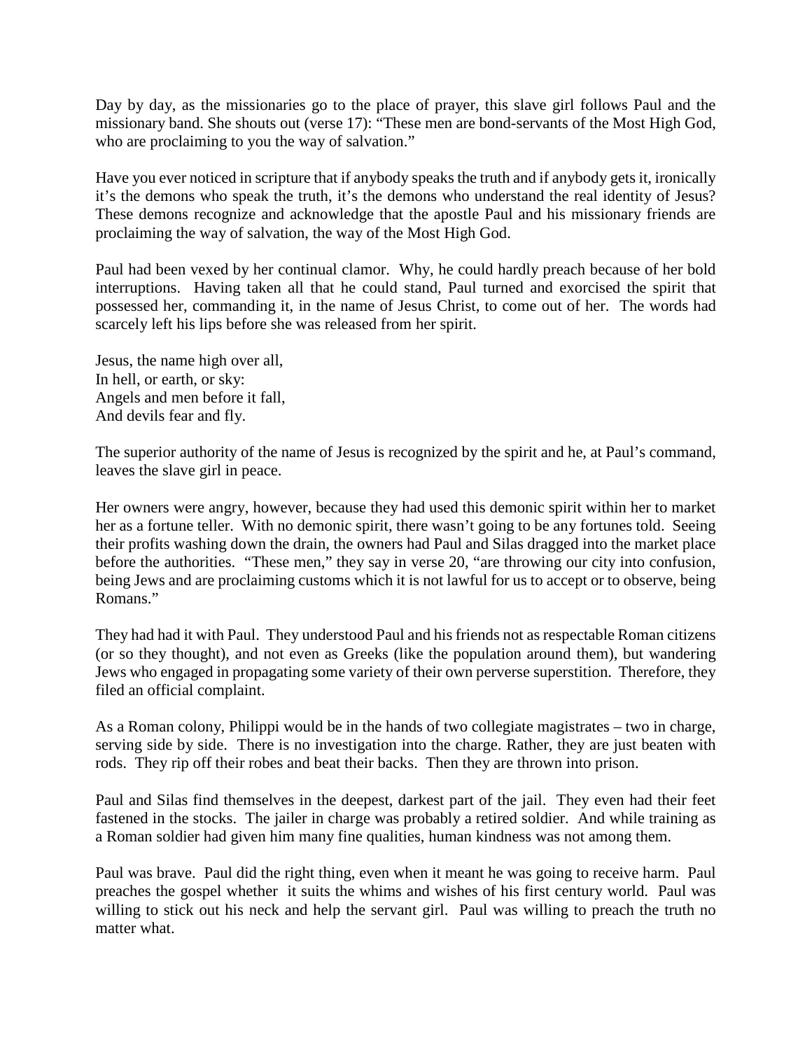Day by day, as the missionaries go to the place of prayer, this slave girl follows Paul and the missionary band. She shouts out (verse 17): "These men are bond-servants of the Most High God, who are proclaiming to you the way of salvation."

Have you ever noticed in scripture that if anybody speaks the truth and if anybody gets it, ironically it's the demons who speak the truth, it's the demons who understand the real identity of Jesus? These demons recognize and acknowledge that the apostle Paul and his missionary friends are proclaiming the way of salvation, the way of the Most High God.

Paul had been vexed by her continual clamor. Why, he could hardly preach because of her bold interruptions. Having taken all that he could stand, Paul turned and exorcised the spirit that possessed her, commanding it, in the name of Jesus Christ, to come out of her. The words had scarcely left his lips before she was released from her spirit.

Jesus, the name high over all,  
In hell, or earth, or sky:  
Angels and men before it fall,  
And devils fear and fly.

The superior authority of the name of Jesus is recognized by the spirit and he, at Paul's command, leaves the slave girl in peace.

Her owners were angry, however, because they had used this demonic spirit within her to market her as a fortune teller. With no demonic spirit, there wasn't going to be any fortunes told. Seeing their profits washing down the drain, the owners had Paul and Silas dragged into the market place before the authorities. "These men," they say in verse 20, "are throwing our city into confusion, being Jews and are proclaiming customs which it is not lawful for us to accept or to observe, being Romans."

They had had it with Paul. They understood Paul and his friends not as respectable Roman citizens (or so they thought), and not even as Greeks (like the population around them), but wandering Jews who engaged in propagating some variety of their own perverse superstition. Therefore, they filed an official complaint.

As a Roman colony, Philippi would be in the hands of two collegiate magistrates – two in charge, serving side by side. There is no investigation into the charge. Rather, they are just beaten with rods. They rip off their robes and beat their backs. Then they are thrown into prison.

Paul and Silas find themselves in the deepest, darkest part of the jail. They even had their feet fastened in the stocks. The jailer in charge was probably a retired soldier. And while training as a Roman soldier had given him many fine qualities, human kindness was not among them.

Paul was brave. Paul did the right thing, even when it meant he was going to receive harm. Paul preaches the gospel whether it suits the whims and wishes of his first century world. Paul was willing to stick out his neck and help the servant girl. Paul was willing to preach the truth no matter what.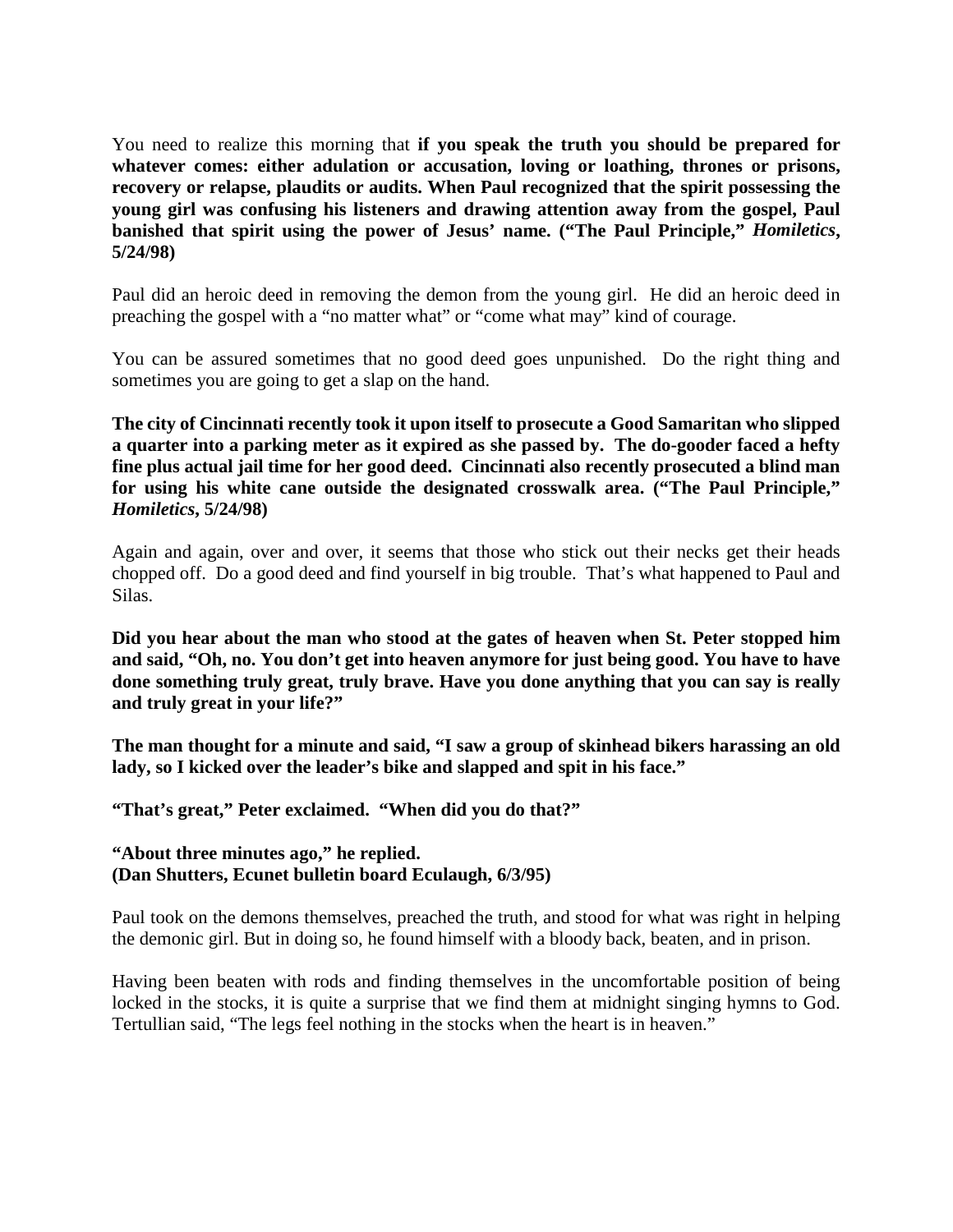You need to realize this morning that **if you speak the truth you should be prepared for whatever comes: either adulation or accusation, loving or loathing, thrones or prisons, recovery or relapse, plaudits or audits. When Paul recognized that the spirit possessing the young girl was confusing his listeners and drawing attention away from the gospel, Paul banished that spirit using the power of Jesus' name. ("The Paul Principle," *Homiletics*, 5/24/98)**

Paul did an heroic deed in removing the demon from the young girl. He did an heroic deed in preaching the gospel with a "no matter what" or "come what may" kind of courage.

You can be assured sometimes that no good deed goes unpunished. Do the right thing and sometimes you are going to get a slap on the hand.

**The city of Cincinnati recently took it upon itself to prosecute a Good Samaritan who slipped a quarter into a parking meter as it expired as she passed by. The do-gooder faced a hefty fine plus actual jail time for her good deed. Cincinnati also recently prosecuted a blind man for using his white cane outside the designated crosswalk area. ("The Paul Principle," *Homiletics*, 5/24/98)**

Again and again, over and over, it seems that those who stick out their necks get their heads chopped off. Do a good deed and find yourself in big trouble. That's what happened to Paul and Silas.

**Did you hear about the man who stood at the gates of heaven when St. Peter stopped him and said, "Oh, no. You don't get into heaven anymore for just being good. You have to have done something truly great, truly brave. Have you done anything that you can say is really and truly great in your life?"**

**The man thought for a minute and said, "I saw a group of skinhead bikers harassing an old lady, so I kicked over the leader's bike and slapped and spit in his face."**

**"That's great," Peter exclaimed. "When did you do that?"**

**"About three minutes ago," he replied.**
**(Dan Shutters, Ecunet bulletin board Eculaugh, 6/3/95)**

Paul took on the demons themselves, preached the truth, and stood for what was right in helping the demonic girl. But in doing so, he found himself with a bloody back, beaten, and in prison.

Having been beaten with rods and finding themselves in the uncomfortable position of being locked in the stocks, it is quite a surprise that we find them at midnight singing hymns to God. Tertullian said, "The legs feel nothing in the stocks when the heart is in heaven."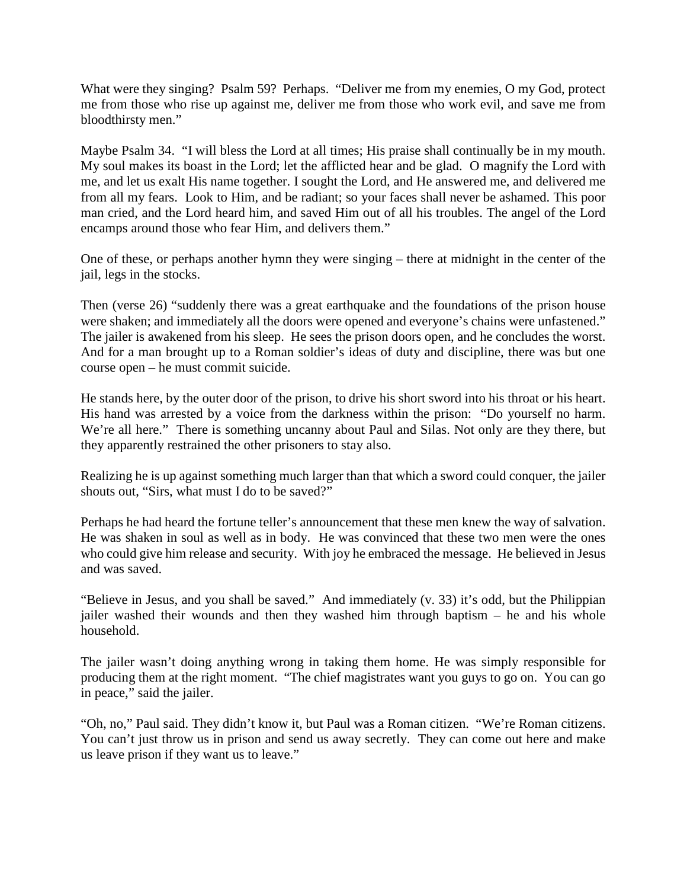What were they singing? Psalm 59? Perhaps. "Deliver me from my enemies, O my God, protect me from those who rise up against me, deliver me from those who work evil, and save me from bloodthirsty men."

Maybe Psalm 34. "I will bless the Lord at all times; His praise shall continually be in my mouth. My soul makes its boast in the Lord; let the afflicted hear and be glad. O magnify the Lord with me, and let us exalt His name together. I sought the Lord, and He answered me, and delivered me from all my fears. Look to Him, and be radiant; so your faces shall never be ashamed. This poor man cried, and the Lord heard him, and saved Him out of all his troubles. The angel of the Lord encamps around those who fear Him, and delivers them."

One of these, or perhaps another hymn they were singing – there at midnight in the center of the jail, legs in the stocks.

Then (verse 26) "suddenly there was a great earthquake and the foundations of the prison house were shaken; and immediately all the doors were opened and everyone's chains were unfastened." The jailer is awakened from his sleep. He sees the prison doors open, and he concludes the worst. And for a man brought up to a Roman soldier's ideas of duty and discipline, there was but one course open – he must commit suicide.

He stands here, by the outer door of the prison, to drive his short sword into his throat or his heart. His hand was arrested by a voice from the darkness within the prison: "Do yourself no harm. We're all here." There is something uncanny about Paul and Silas. Not only are they there, but they apparently restrained the other prisoners to stay also.

Realizing he is up against something much larger than that which a sword could conquer, the jailer shouts out, "Sirs, what must I do to be saved?"

Perhaps he had heard the fortune teller's announcement that these men knew the way of salvation. He was shaken in soul as well as in body. He was convinced that these two men were the ones who could give him release and security. With joy he embraced the message. He believed in Jesus and was saved.

"Believe in Jesus, and you shall be saved." And immediately (v. 33) it's odd, but the Philippian jailer washed their wounds and then they washed him through baptism – he and his whole household.

The jailer wasn't doing anything wrong in taking them home. He was simply responsible for producing them at the right moment. "The chief magistrates want you guys to go on. You can go in peace," said the jailer.

"Oh, no," Paul said. They didn't know it, but Paul was a Roman citizen. "We're Roman citizens. You can't just throw us in prison and send us away secretly. They can come out here and make us leave prison if they want us to leave."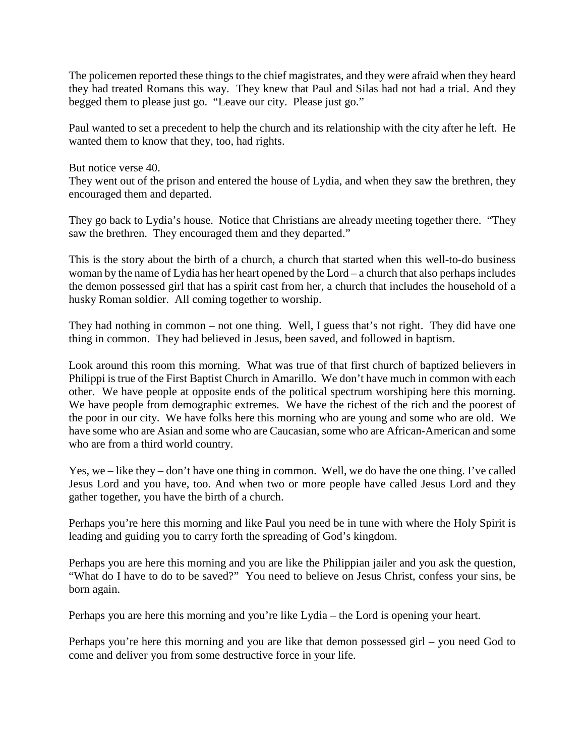The policemen reported these things to the chief magistrates, and they were afraid when they heard they had treated Romans this way. They knew that Paul and Silas had not had a trial. And they begged them to please just go. "Leave our city. Please just go."

Paul wanted to set a precedent to help the church and its relationship with the city after he left. He wanted them to know that they, too, had rights.

But notice verse 40.
They went out of the prison and entered the house of Lydia, and when they saw the brethren, they encouraged them and departed.

They go back to Lydia's house. Notice that Christians are already meeting together there. "They saw the brethren. They encouraged them and they departed."

This is the story about the birth of a church, a church that started when this well-to-do business woman by the name of Lydia has her heart opened by the Lord – a church that also perhaps includes the demon possessed girl that has a spirit cast from her, a church that includes the household of a husky Roman soldier. All coming together to worship.

They had nothing in common – not one thing. Well, I guess that's not right. They did have one thing in common. They had believed in Jesus, been saved, and followed in baptism.

Look around this room this morning. What was true of that first church of baptized believers in Philippi is true of the First Baptist Church in Amarillo. We don't have much in common with each other. We have people at opposite ends of the political spectrum worshiping here this morning. We have people from demographic extremes. We have the richest of the rich and the poorest of the poor in our city. We have folks here this morning who are young and some who are old. We have some who are Asian and some who are Caucasian, some who are African-American and some who are from a third world country.

Yes, we – like they – don't have one thing in common. Well, we do have the one thing. I've called Jesus Lord and you have, too. And when two or more people have called Jesus Lord and they gather together, you have the birth of a church.

Perhaps you're here this morning and like Paul you need be in tune with where the Holy Spirit is leading and guiding you to carry forth the spreading of God's kingdom.

Perhaps you are here this morning and you are like the Philippian jailer and you ask the question, "What do I have to do to be saved?" You need to believe on Jesus Christ, confess your sins, be born again.

Perhaps you are here this morning and you're like Lydia – the Lord is opening your heart.

Perhaps you're here this morning and you are like that demon possessed girl – you need God to come and deliver you from some destructive force in your life.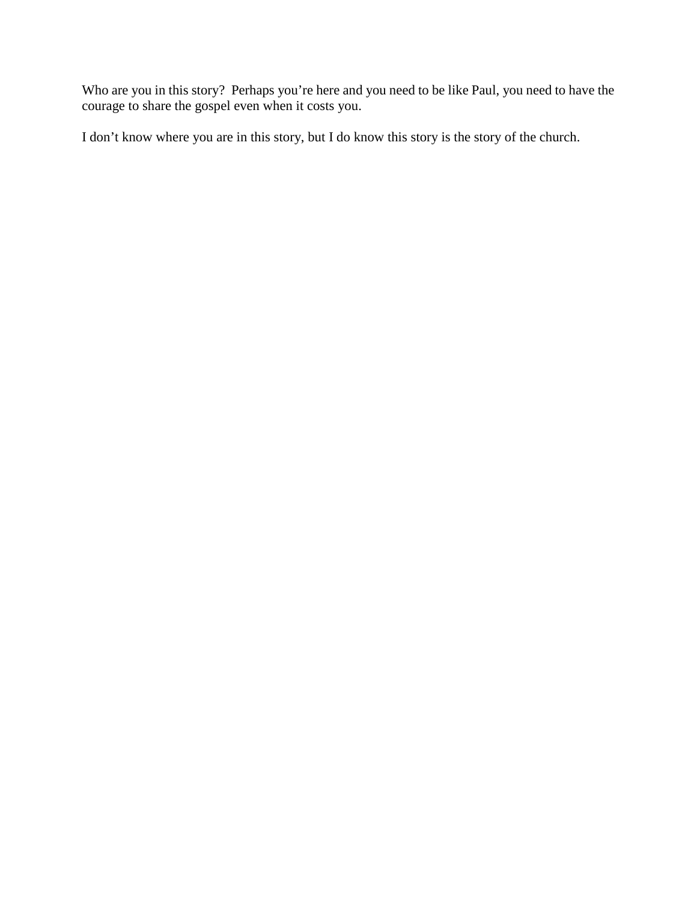Who are you in this story? Perhaps you're here and you need to be like Paul, you need to have the courage to share the gospel even when it costs you.

I don't know where you are in this story, but I do know this story is the story of the church.